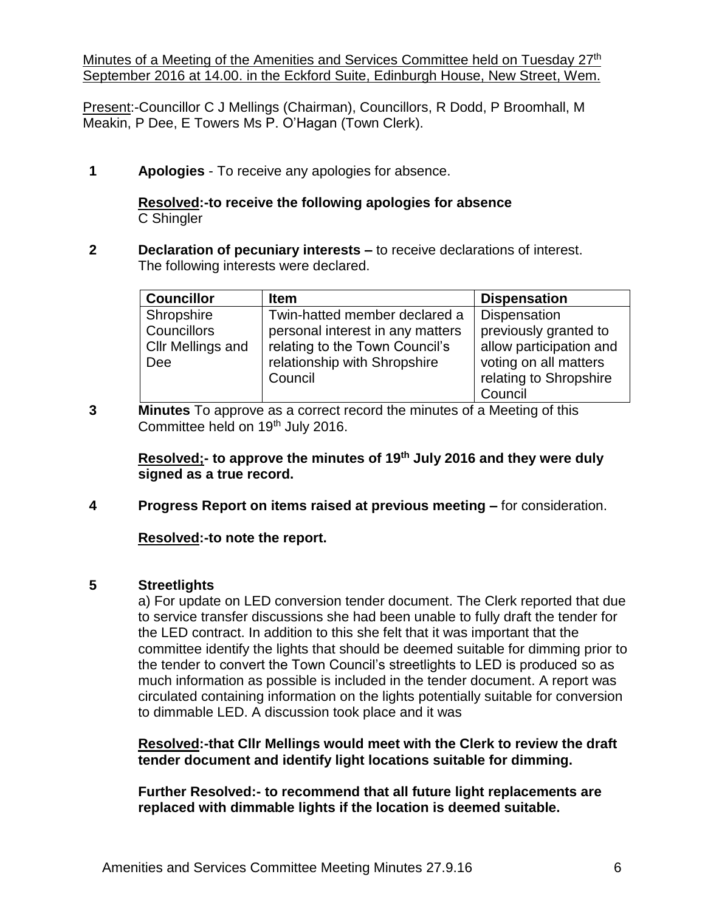Minutes of a Meeting of the Amenities and Services Committee held on Tuesday 27th September 2016 at 14.00. in the Eckford Suite, Edinburgh House, New Street, Wem.

Present:-Councillor C J Mellings (Chairman), Councillors, R Dodd, P Broomhall, M Meakin, P Dee, E Towers Ms P. O'Hagan (Town Clerk).

**1** **Apologies** - To receive any apologies for absence.

**Resolved:-to receive the following apologies for absence**
C Shingler

**2** **Declaration of pecuniary interests –** to receive declarations of interest.
The following interests were declared.

| **Councillor** | **Item** | **Dispensation** |
|---|---|---|
| Shropshire Councillors Cllr Mellings and Dee | Twin-hatted member declared a personal interest in any matters relating to the Town Council's relationship with Shropshire Council | Dispensation previously granted to allow participation and voting on all matters relating to Shropshire Council |

**3** **Minutes** To approve as a correct record the minutes of a Meeting of this Committee held on 19th July 2016.

**Resolved;- to approve the minutes of 19th July 2016 and they were duly signed as a true record.**

**4** **Progress Report on items raised at previous meeting –** for consideration.

**Resolved:-to note the report.**

**5** **Streetlights**

a) For update on LED conversion tender document. The Clerk reported that due to service transfer discussions she had been unable to fully draft the tender for the LED contract. In addition to this she felt that it was important that the committee identify the lights that should be deemed suitable for dimming prior to the tender to convert the Town Council's streetlights to LED is produced so as much information as possible is included in the tender document. A report was circulated containing information on the lights potentially suitable for conversion to dimmable LED. A discussion took place and it was

**Resolved:-that Cllr Mellings would meet with the Clerk to review the draft tender document and identify light locations suitable for dimming.**

**Further Resolved:- to recommend that all future light replacements are replaced with dimmable lights if the location is deemed suitable.**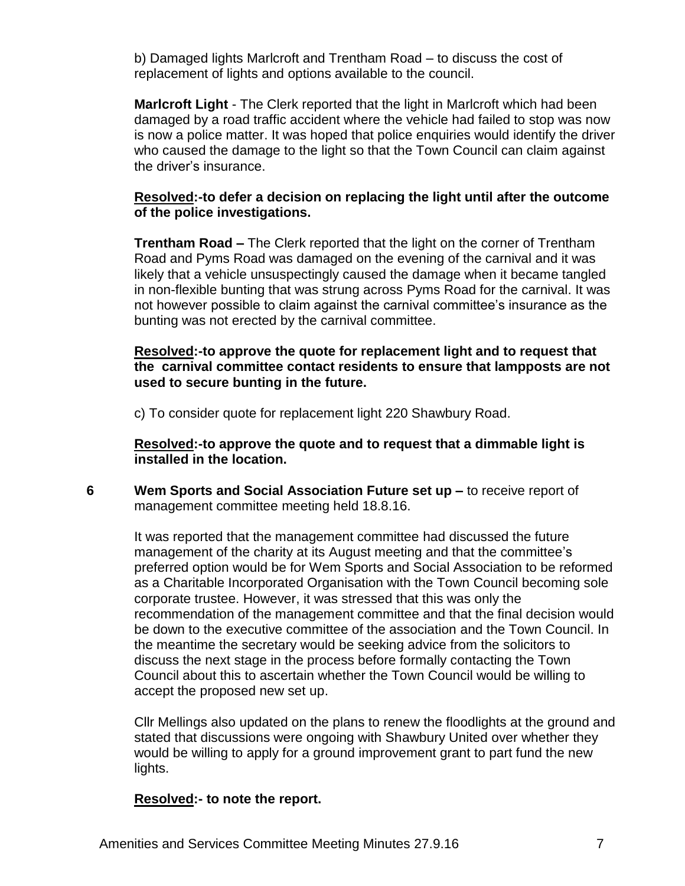b) Damaged lights Marlcroft and Trentham Road – to discuss the cost of replacement of lights and options available to the council.

**Marlcroft Light** - The Clerk reported that the light in Marlcroft which had been damaged by a road traffic accident where the vehicle had failed to stop was now is now a police matter. It was hoped that police enquiries would identify the driver who caused the damage to the light so that the Town Council can claim against the driver's insurance.

**<u>Resolved</u>:-to defer a decision on replacing the light until after the outcome of the police investigations.**

**Trentham Road –** The Clerk reported that the light on the corner of Trentham Road and Pyms Road was damaged on the evening of the carnival and it was likely that a vehicle unsuspectingly caused the damage when it became tangled in non-flexible bunting that was strung across Pyms Road for the carnival. It was not however possible to claim against the carnival committee's insurance as the bunting was not erected by the carnival committee.

**<u>Resolved</u>:-to approve the quote for replacement light and to request that the carnival committee contact residents to ensure that lampposts are not used to secure bunting in the future.**

c) To consider quote for replacement light 220 Shawbury Road.

**<u>Resolved</u>:-to approve the quote and to request that a dimmable light is installed in the location.**

**6 Wem Sports and Social Association Future set up –** to receive report of management committee meeting held 18.8.16.

It was reported that the management committee had discussed the future management of the charity at its August meeting and that the committee's preferred option would be for Wem Sports and Social Association to be reformed as a Charitable Incorporated Organisation with the Town Council becoming sole corporate trustee. However, it was stressed that this was only the recommendation of the management committee and that the final decision would be down to the executive committee of the association and the Town Council. In the meantime the secretary would be seeking advice from the solicitors to discuss the next stage in the process before formally contacting the Town Council about this to ascertain whether the Town Council would be willing to accept the proposed new set up.

Cllr Mellings also updated on the plans to renew the floodlights at the ground and stated that discussions were ongoing with Shawbury United over whether they would be willing to apply for a ground improvement grant to part fund the new lights.

**<u>Resolved</u>:- to note the report.**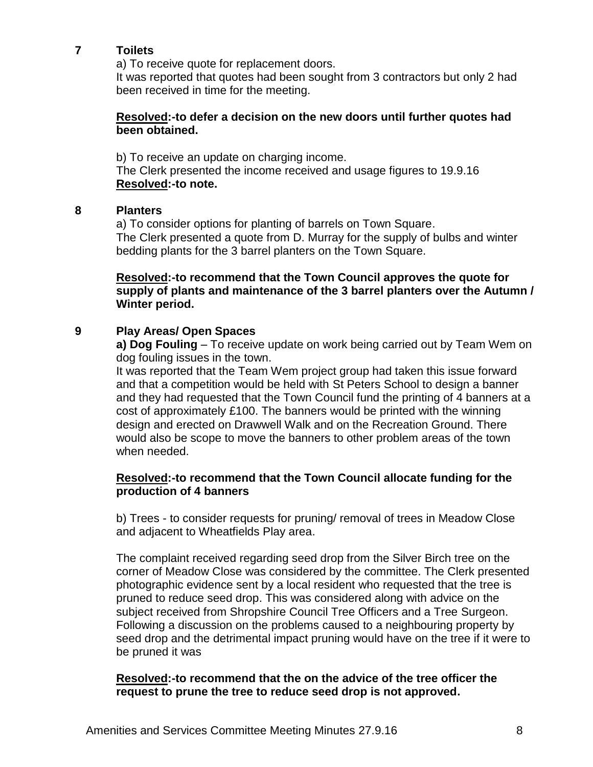## 7 Toilets

a) To receive quote for replacement doors.
It was reported that quotes had been sought from 3 contractors but only 2 had been received in time for the meeting.

**<u>Resolved</u>:-to defer a decision on the new doors until further quotes had been obtained.**

b) To receive an update on charging income.
The Clerk presented the income received and usage figures to 19.9.16
**<u>Resolved</u>:-to note.**

## 8 Planters

a) To consider options for planting of barrels on Town Square.
The Clerk presented a quote from D. Murray for the supply of bulbs and winter bedding plants for the 3 barrel planters on the Town Square.

**<u>Resolved</u>:-to recommend that the Town Council approves the quote for supply of plants and maintenance of the 3 barrel planters over the Autumn / Winter period.**

## 9 Play Areas/ Open Spaces

**a) Dog Fouling** – To receive update on work being carried out by Team Wem on dog fouling issues in the town.
It was reported that the Team Wem project group had taken this issue forward and that a competition would be held with St Peters School to design a banner and they had requested that the Town Council fund the printing of 4 banners at a cost of approximately £100. The banners would be printed with the winning design and erected on Drawwell Walk and on the Recreation Ground. There would also be scope to move the banners to other problem areas of the town when needed.

**<u>Resolved</u>:-to recommend that the Town Council allocate funding for the production of 4 banners**

b) Trees - to consider requests for pruning/ removal of trees in Meadow Close and adjacent to Wheatfields Play area.

The complaint received regarding seed drop from the Silver Birch tree on the corner of Meadow Close was considered by the committee. The Clerk presented photographic evidence sent by a local resident who requested that the tree is pruned to reduce seed drop. This was considered along with advice on the subject received from Shropshire Council Tree Officers and a Tree Surgeon. Following a discussion on the problems caused to a neighbouring property by seed drop and the detrimental impact pruning would have on the tree if it were to be pruned it was

**<u>Resolved</u>:-to recommend that the on the advice of the tree officer the request to prune the tree to reduce seed drop is not approved.**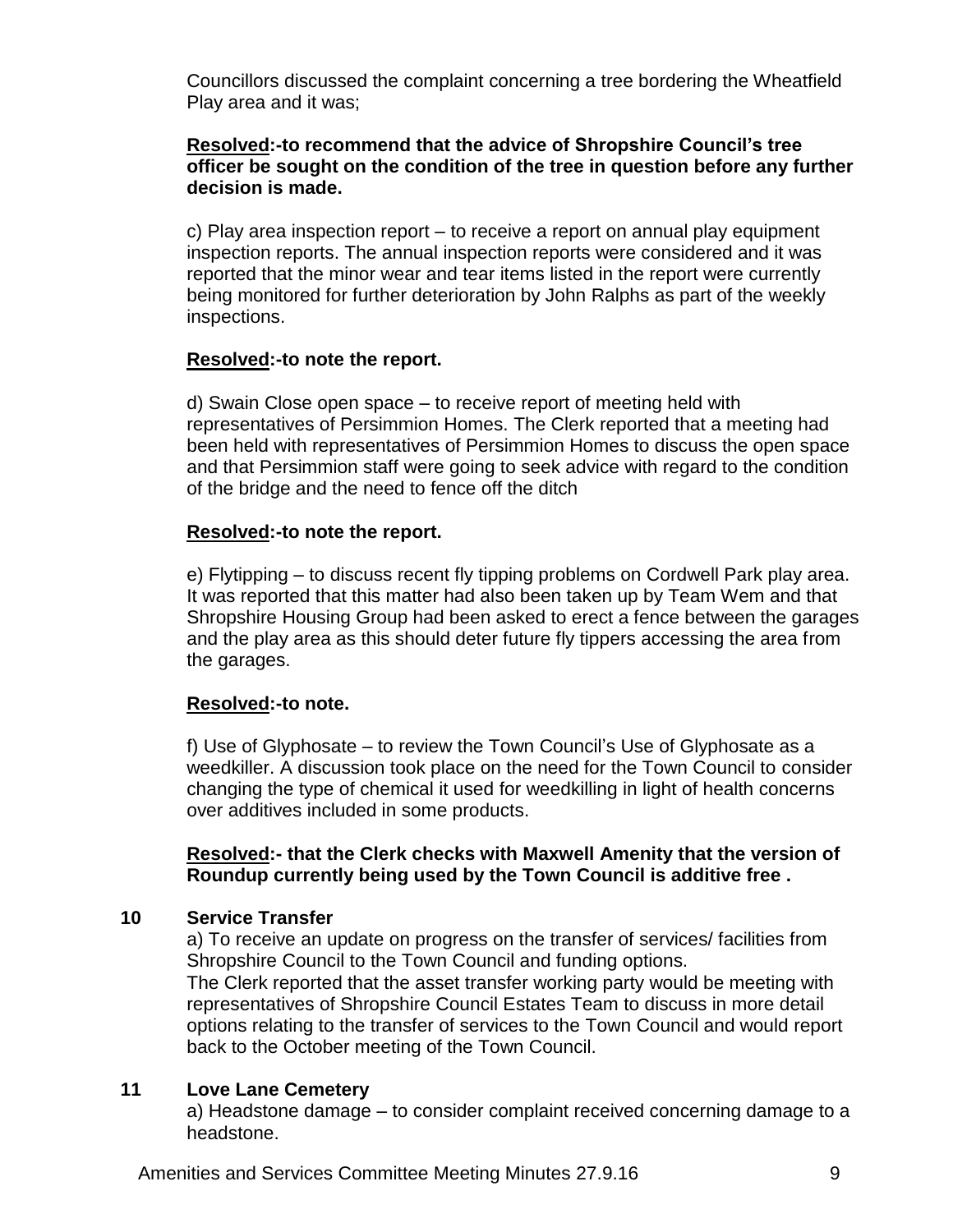Councillors discussed the complaint concerning a tree bordering the Wheatfield Play area and it was;

**<u>Resolved</u>:-to recommend that the advice of Shropshire Council's tree officer be sought on the condition of the tree in question before any further decision is made.**

c) Play area inspection report – to receive a report on annual play equipment inspection reports. The annual inspection reports were considered and it was reported that the minor wear and tear items listed in the report were currently being monitored for further deterioration by John Ralphs as part of the weekly inspections.

**<u>Resolved</u>:-to note the report.**

d) Swain Close open space – to receive report of meeting held with representatives of Persimmion Homes. The Clerk reported that a meeting had been held with representatives of Persimmion Homes to discuss the open space and that Persimmion staff were going to seek advice with regard to the condition of the bridge and the need to fence off the ditch

**<u>Resolved</u>:-to note the report.**

e) Flytipping – to discuss recent fly tipping problems on Cordwell Park play area. It was reported that this matter had also been taken up by Team Wem and that Shropshire Housing Group had been asked to erect a fence between the garages and the play area as this should deter future fly tippers accessing the area from the garages.

**<u>Resolved</u>:-to note.**

f) Use of Glyphosate – to review the Town Council's Use of Glyphosate as a weedkiller. A discussion took place on the need for the Town Council to consider changing the type of chemical it used for weedkilling in light of health concerns over additives included in some products.

**<u>Resolved</u>:- that the Clerk checks with Maxwell Amenity that the version of Roundup currently being used by the Town Council is additive free .**

## 10 Service Transfer

a) To receive an update on progress on the transfer of services/ facilities from Shropshire Council to the Town Council and funding options.
The Clerk reported that the asset transfer working party would be meeting with representatives of Shropshire Council Estates Team to discuss in more detail options relating to the transfer of services to the Town Council and would report back to the October meeting of the Town Council.

## 11 Love Lane Cemetery

a) Headstone damage – to consider complaint received concerning damage to a headstone.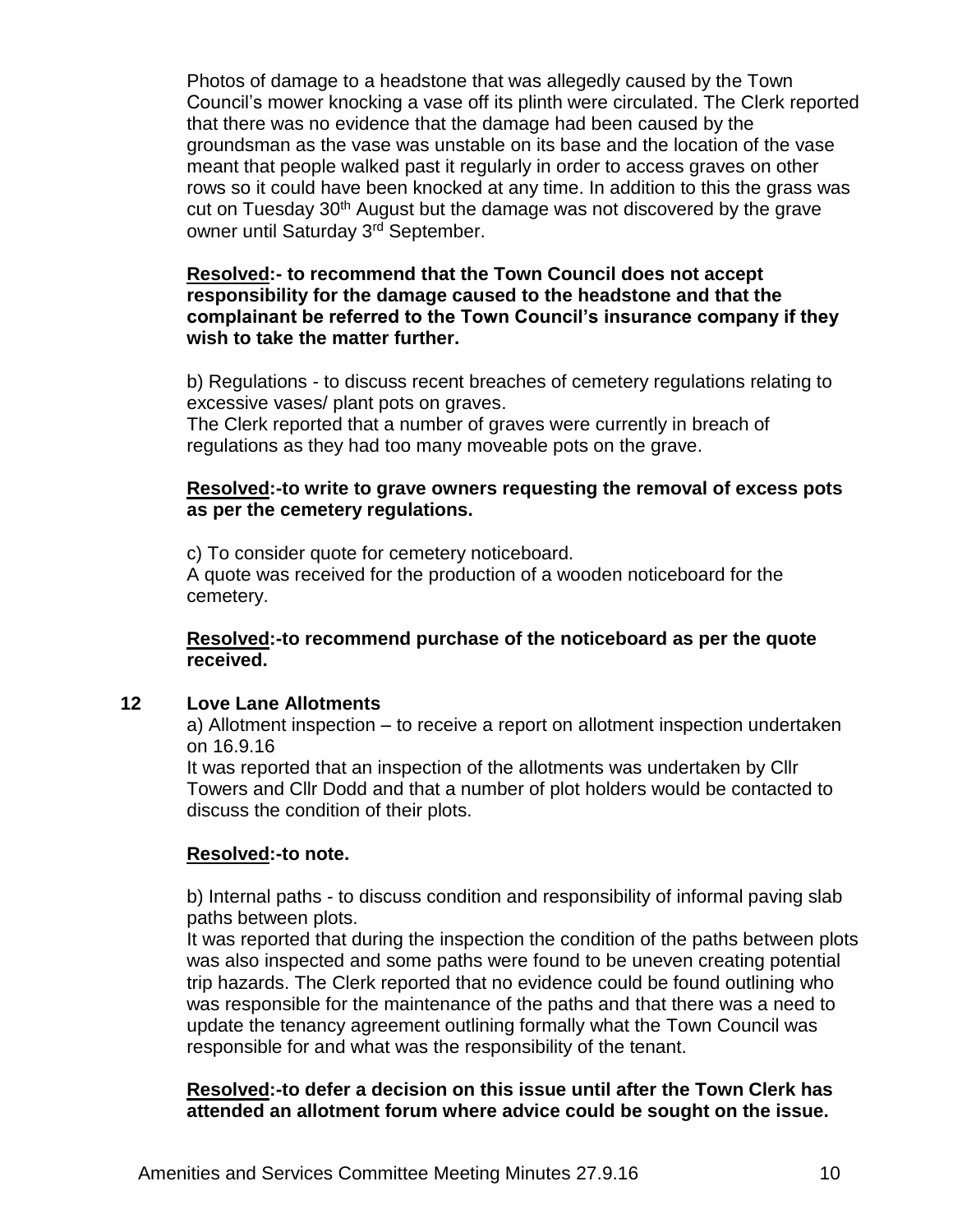Photos of damage to a headstone that was allegedly caused by the Town Council's mower knocking a vase off its plinth were circulated. The Clerk reported that there was no evidence that the damage had been caused by the groundsman as the vase was unstable on its base and the location of the vase meant that people walked past it regularly in order to access graves on other rows so it could have been knocked at any time. In addition to this the grass was cut on Tuesday 30th August but the damage was not discovered by the grave owner until Saturday 3rd September.

**Resolved:- to recommend that the Town Council does not accept responsibility for the damage caused to the headstone and that the complainant be referred to the Town Council's insurance company if they wish to take the matter further.**

b) Regulations - to discuss recent breaches of cemetery regulations relating to excessive vases/ plant pots on graves.
The Clerk reported that a number of graves were currently in breach of regulations as they had too many moveable pots on the grave.

**Resolved:-to write to grave owners requesting the removal of excess pots as per the cemetery regulations.**

c) To consider quote for cemetery noticeboard.
A quote was received for the production of a wooden noticeboard for the cemetery.

**Resolved:-to recommend purchase of the noticeboard as per the quote received.**

## 12 Love Lane Allotments

a) Allotment inspection – to receive a report on allotment inspection undertaken on 16.9.16
It was reported that an inspection of the allotments was undertaken by Cllr Towers and Cllr Dodd and that a number of plot holders would be contacted to discuss the condition of their plots.

**Resolved:-to note.**

b) Internal paths - to discuss condition and responsibility of informal paving slab paths between plots.
It was reported that during the inspection the condition of the paths between plots was also inspected and some paths were found to be uneven creating potential trip hazards. The Clerk reported that no evidence could be found outlining who was responsible for the maintenance of the paths and that there was a need to update the tenancy agreement outlining formally what the Town Council was responsible for and what was the responsibility of the tenant.

**Resolved:-to defer a decision on this issue until after the Town Clerk has attended an allotment forum where advice could be sought on the issue.**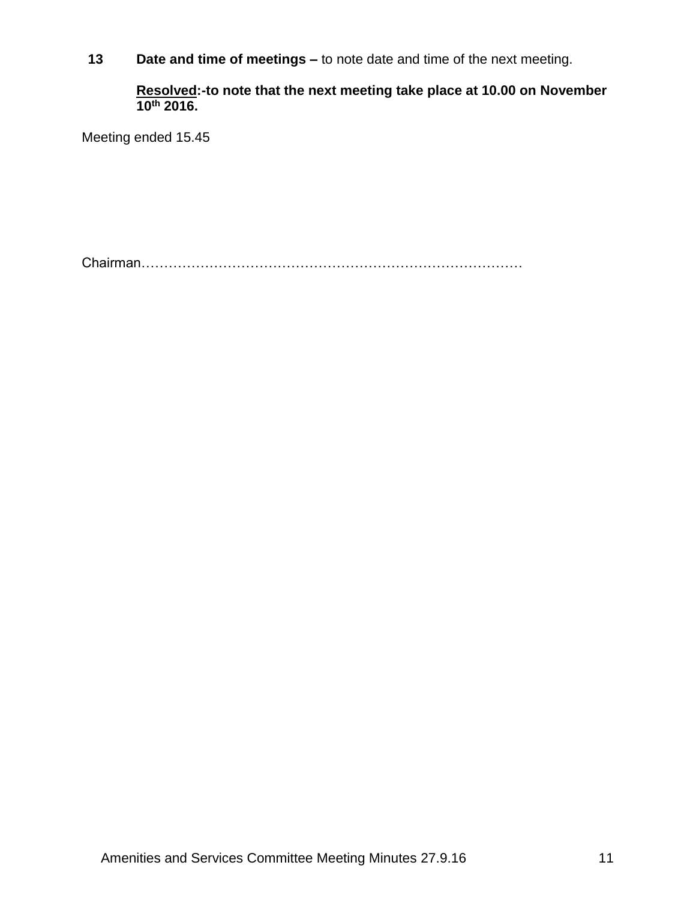**13 Date and time of meetings –** to note date and time of the next meeting.

**<u>Resolved</u>:-to note that the next meeting take place at 10.00 on November 10th 2016.**

Meeting ended 15.45

Chairman…………………………………………………………………………